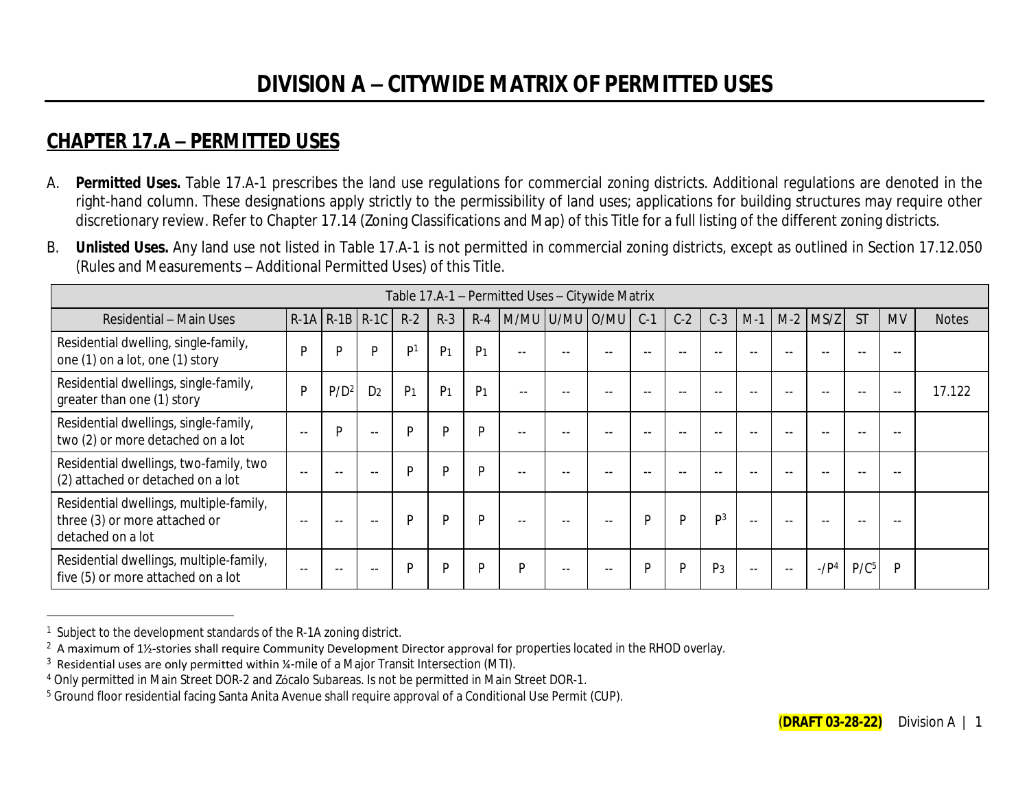# DIVISION A – CITYWIDE MATRIX OF PERMITTED USES

## CHAPTER 17.A – PERMITTED USES

A. **Permitted Uses.** Table 17.A-1 prescribes the land use regulations for commercial zoning districts. Additional regulations are denoted in the right-hand column. These designations apply strictly to the permissibility of land uses; applications for building structures may require other discretionary review. Refer to Chapter 17.14 (Zoning Classifications and Map) of this Title for a full listing of the different zoning districts.

B. **Unlisted Uses.** Any land use not listed in Table 17.A-1 is not permitted in commercial zoning districts, except as outlined in Section 17.12.050 (Rules and Measurements – Additional Permitted Uses) of this Title.

| Table 17.A-1 – Permitted Uses – Citywide Matrix | | | | | | | | | | | | | | | | | | | |
|---|---|---|---|---|---|---|---|---|---|---|---|---|---|---|---|---|---|---|---|
| Residential – Main Uses | R-1A | R-1B | R-1C | R-2 | R-3 | R-4 | M/MU | U/MU | O/MU | C-1 | C-2 | C-3 | M-1 | M-2 | MS/Z | ST | MV | Notes |
| Residential dwelling, single-family, one (1) on a lot, one (1) story | P | P | P | P[1] | P1 | P1 | -- | -- | -- | -- | -- | -- | -- | -- | -- | -- | -- | |
| Residential dwellings, single-family, greater than one (1) story | P | P/D[2] | D2 | P1 | P1 | P1 | -- | -- | -- | -- | -- | -- | -- | -- | -- | -- | -- | 17.122 |
| Residential dwellings, single-family, two (2) or more detached on a lot | -- | P | -- | P | P | P | -- | -- | -- | -- | -- | -- | -- | -- | -- | -- | -- | |
| Residential dwellings, two-family, two (2) attached or detached on a lot | -- | -- | -- | P | P | P | -- | -- | -- | -- | -- | -- | -- | -- | -- | -- | -- | |
| Residential dwellings, multiple-family, three (3) or more attached or detached on a lot | -- | -- | -- | P | P | P | -- | -- | -- | P | P | P[3] | -- | -- | -- | -- | -- | |
| Residential dwellings, multiple-family, five (5) or more attached on a lot | -- | -- | -- | P | P | P | P | -- | -- | P | P | P3 | -- | -- | -/P[4] | P/C[5] | P | |

[1] Subject to the development standards of the R-1A zoning district.

[2] A maximum of 1½-stories shall require Community Development Director approval for properties located in the RHOD overlay.

[3] Residential uses are only permitted within ¼-mile of a Major Transit Intersection (MTI).

[4] Only permitted in Main Street DOR-2 and Zócalo Subareas. Is not be permitted in Main Street DOR-1.

[5] Ground floor residential facing Santa Anita Avenue shall require approval of a Conditional Use Permit (CUP).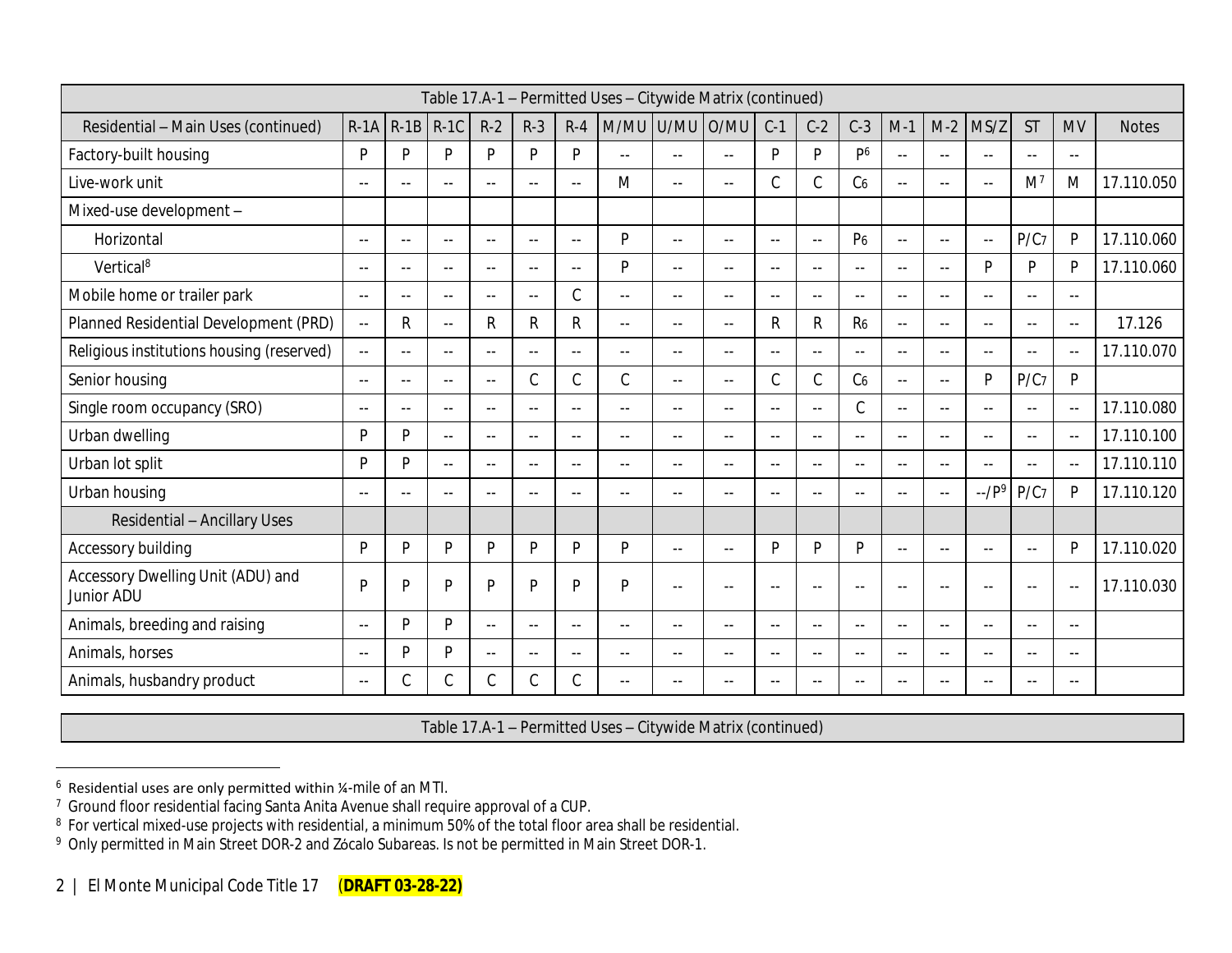| Table 17.A-1 – Permitted Uses – Citywide Matrix (continued) | | | | | | | | | | | | | | | | | | | |
|---|---|---|---|---|---|---|---|---|---|---|---|---|---|---|---|---|---|---|---|
| Residential – Main Uses (continued) | R-1A | R-1B | R-1C | R-2 | R-3 | R-4 | M/MU | U/MU | O/MU | C-1 | C-2 | C-3 | M-1 | M-2 | MS/Z | ST | MV | Notes |
| Factory-built housing | P | P | P | P | P | P | -- | -- | -- | P | P | P[6] | -- | -- | -- | -- | -- | |
| Live-work unit | -- | -- | -- | -- | -- | -- | M | -- | -- | C | C | C[6] | -- | -- | -- | M[7] | M | 17.110.050 |
| Mixed-use development – | | | | | | | | | | | | | | | | | | |
| Horizontal | -- | -- | -- | -- | -- | -- | P | -- | -- | -- | -- | P[6] | -- | -- | -- | P/C[7] | P | 17.110.060 |
| Vertical[8] | -- | -- | -- | -- | -- | -- | P | -- | -- | -- | -- | -- | -- | -- | P | P | P | 17.110.060 |
| Mobile home or trailer park | -- | -- | -- | -- | -- | C | -- | -- | -- | -- | -- | -- | -- | -- | -- | -- | -- | |
| Planned Residential Development (PRD) | -- | R | -- | R | R | R | -- | -- | -- | R | R | R[6] | -- | -- | -- | -- | -- | 17.126 |
| Religious institutions housing (reserved) | -- | -- | -- | -- | -- | -- | -- | -- | -- | -- | -- | -- | -- | -- | -- | -- | -- | 17.110.070 |
| Senior housing | -- | -- | -- | -- | C | C | C | -- | -- | C | C | C[6] | -- | -- | P | P/C[7] | P | |
| Single room occupancy (SRO) | -- | -- | -- | -- | -- | -- | -- | -- | -- | -- | -- | C | -- | -- | -- | -- | -- | 17.110.080 |
| Urban dwelling | P | P | -- | -- | -- | -- | -- | -- | -- | -- | -- | -- | -- | -- | -- | -- | -- | 17.110.100 |
| Urban lot split | P | P | -- | -- | -- | -- | -- | -- | -- | -- | -- | -- | -- | -- | -- | -- | -- | 17.110.110 |
| Urban housing | -- | -- | -- | -- | -- | -- | -- | -- | -- | -- | -- | -- | -- | -- | --/P[9] | P/C[7] | P | 17.110.120 |
| Residential – Ancillary Uses | | | | | | | | | | | | | | | | | | |
| Accessory building | P | P | P | P | P | P | P | -- | -- | P | P | P | -- | -- | -- | -- | P | 17.110.020 |
| Accessory Dwelling Unit (ADU) and Junior ADU | P | P | P | P | P | P | P | -- | -- | -- | -- | -- | -- | -- | -- | -- | -- | 17.110.030 |
| Animals, breeding and raising | -- | P | P | -- | -- | -- | -- | -- | -- | -- | -- | -- | -- | -- | -- | -- | -- | |
| Animals, horses | -- | P | P | -- | -- | -- | -- | -- | -- | -- | -- | -- | -- | -- | -- | -- | -- | |
| Animals, husbandry product | -- | C | C | C | C | C | -- | -- | -- | -- | -- | -- | -- | -- | -- | -- | -- | |

Table 17.A-1 – Permitted Uses – Citywide Matrix (continued)

[6] Residential uses are only permitted within ¼-mile of an MTI.

[7] Ground floor residential facing Santa Anita Avenue shall require approval of a CUP.

[8] For vertical mixed-use projects with residential, a minimum 50% of the total floor area shall be residential.

[9] Only permitted in Main Street DOR-2 and Zócalo Subareas. Is not be permitted in Main Street DOR-1.

El Monte Municipal Code Title 17 (**DRAFT 03-28-22)**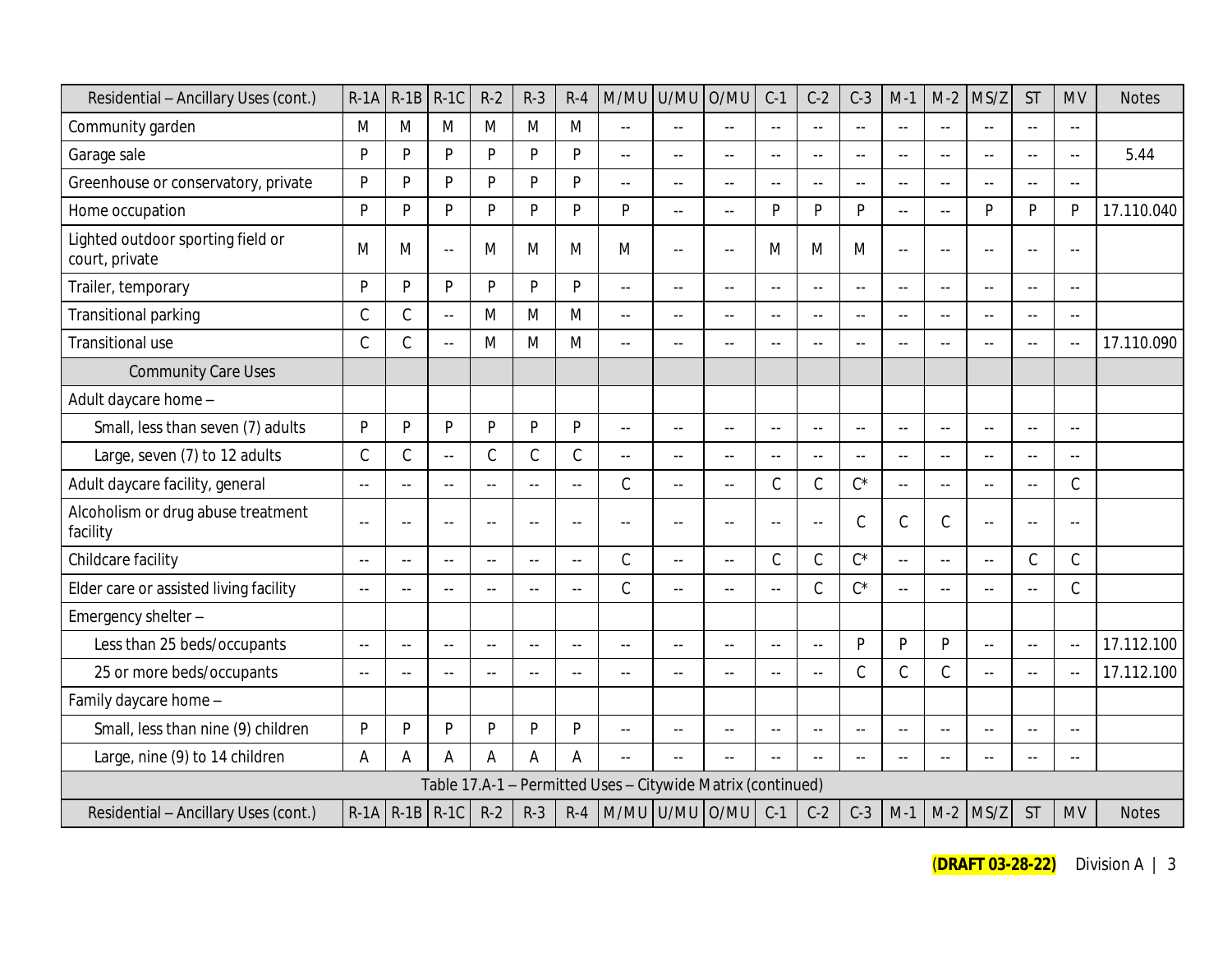| Residential – Ancillary Uses (cont.) | R-1A | R-1B | R-1C | R-2 | R-3 | R-4 | M/MU | U/MU | O/MU | C-1 | C-2 | C-3 | M-1 | M-2 | MS/Z | ST | MV | Notes |
|---|---|---|---|---|---|---|---|---|---|---|---|---|---|---|---|---|---|---|
| Community garden | M | M | M | M | M | M | -- | -- | -- | -- | -- | -- | -- | -- | -- | -- | -- | |
| Garage sale | P | P | P | P | P | P | -- | -- | -- | -- | -- | -- | -- | -- | -- | -- | -- | 5.44 |
| Greenhouse or conservatory, private | P | P | P | P | P | P | -- | -- | -- | -- | -- | -- | -- | -- | -- | -- | -- | |
| Home occupation | P | P | P | P | P | P | P | -- | -- | P | P | P | -- | -- | P | P | P | 17.110.040 |
| Lighted outdoor sporting field or court, private | M | M | -- | M | M | M | M | -- | -- | M | M | M | -- | -- | -- | -- | -- | |
| Trailer, temporary | P | P | P | P | P | P | -- | -- | -- | -- | -- | -- | -- | -- | -- | -- | -- | |
| Transitional parking | C | C | -- | M | M | M | -- | -- | -- | -- | -- | -- | -- | -- | -- | -- | -- | |
| Transitional use | C | C | -- | M | M | M | -- | -- | -- | -- | -- | -- | -- | -- | -- | -- | -- | 17.110.090 |
| Community Care Uses | | | | | | | | | | | | | | | | | | |
| Adult daycare home – | | | | | | | | | | | | | | | | | | |
| Small, less than seven (7) adults | P | P | P | P | P | P | -- | -- | -- | -- | -- | -- | -- | -- | -- | -- | -- | |
| Large, seven (7) to 12 adults | C | C | -- | C | C | C | -- | -- | -- | -- | -- | -- | -- | -- | -- | -- | -- | |
| Adult daycare facility, general | -- | -- | -- | -- | -- | -- | C | -- | -- | C | C | C* | -- | -- | -- | -- | C | |
| Alcoholism or drug abuse treatment facility | -- | -- | -- | -- | -- | -- | -- | -- | -- | -- | -- | C | C | C | -- | -- | -- | |
| Childcare facility | -- | -- | -- | -- | -- | -- | C | -- | -- | C | C | C* | -- | -- | -- | C | C | |
| Elder care or assisted living facility | -- | -- | -- | -- | -- | -- | C | -- | -- | -- | C | C* | -- | -- | -- | -- | C | |
| Emergency shelter – | | | | | | | | | | | | | | | | | | |
| Less than 25 beds/occupants | -- | -- | -- | -- | -- | -- | -- | -- | -- | -- | -- | P | P | P | -- | -- | -- | 17.112.100 |
| 25 or more beds/occupants | -- | -- | -- | -- | -- | -- | -- | -- | -- | -- | -- | C | C | C | -- | -- | -- | 17.112.100 |
| Family daycare home – | | | | | | | | | | | | | | | | | | |
| Small, less than nine (9) children | P | P | P | P | P | P | -- | -- | -- | -- | -- | -- | -- | -- | -- | -- | -- | |
| Large, nine (9) to 14 children | A | A | A | A | A | A | -- | -- | -- | -- | -- | -- | -- | -- | -- | -- | -- | |

Table 17.A-1 – Permitted Uses – Citywide Matrix (continued)

(**DRAFT 03-28-22)** Division A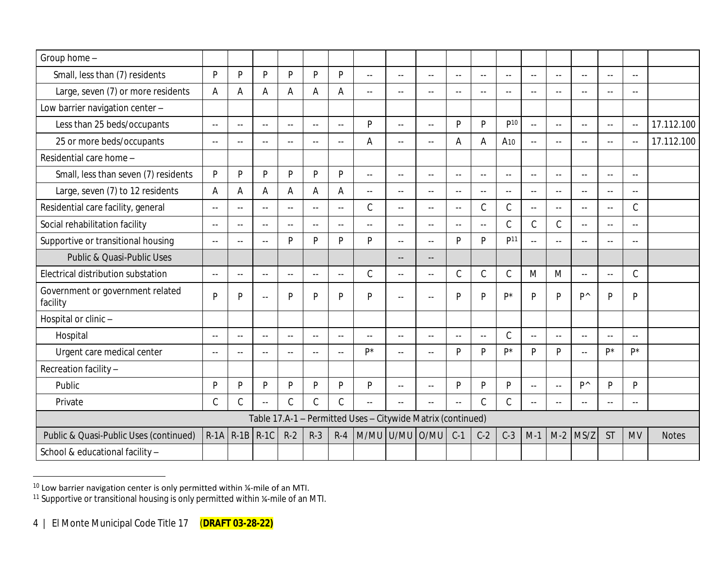| Public & Quasi-Public Uses (continued) | R-1A | R-1B | R-1C | R-2 | R-3 | R-4 | M/MU | U/MU | O/MU | C-1 | C-2 | C-3 | M-1 | M-2 | MS/Z | ST | MV | Notes |
|---|---|---|---|---|---|---|---|---|---|---|---|---|---|---|---|---|---|---|
| Group home – | | | | | | | | | | | | | | | | | | |
| Small, less than (7) residents | P | P | P | P | P | P | -- | -- | -- | -- | -- | -- | -- | -- | -- | -- | -- | |
| Large, seven (7) or more residents | A | A | A | A | A | A | -- | -- | -- | -- | -- | -- | -- | -- | -- | -- | -- | |
| Low barrier navigation center – | | | | | | | | | | | | | | | | | | |
| Less than 25 beds/occupants | -- | -- | -- | -- | -- | -- | P | -- | -- | P | P | P[10] | -- | -- | -- | -- | -- | 17.112.100 |
| 25 or more beds/occupants | -- | -- | -- | -- | -- | -- | A | -- | -- | A | A | A[10] | -- | -- | -- | -- | -- | 17.112.100 |
| Residential care home – | | | | | | | | | | | | | | | | | | |
| Small, less than seven (7) residents | P | P | P | P | P | P | -- | -- | -- | -- | -- | -- | -- | -- | -- | -- | -- | |
| Large, seven (7) to 12 residents | A | A | A | A | A | A | -- | -- | -- | -- | -- | -- | -- | -- | -- | -- | -- | |
| Residential care facility, general | -- | -- | -- | -- | -- | -- | C | -- | -- | -- | C | C | -- | -- | -- | -- | C | |
| Social rehabilitation facility | -- | -- | -- | -- | -- | -- | -- | -- | -- | -- | -- | C | C | C | -- | -- | -- | |
| Supportive or transitional housing | -- | -- | -- | P | P | P | P | -- | -- | P | P | P[11] | -- | -- | -- | -- | -- | |
| Public & Quasi-Public Uses | | | | | | | | -- | -- | | | | | | | | | |
| Electrical distribution substation | -- | -- | -- | -- | -- | -- | C | -- | -- | C | C | C | M | M | -- | -- | C | |
| Government or government related facility | P | P | -- | P | P | P | P | -- | -- | P | P | P* | P | P | P^ | P | P | |
| Hospital or clinic – | | | | | | | | | | | | | | | | | | |
| Hospital | -- | -- | -- | -- | -- | -- | -- | -- | -- | -- | -- | C | -- | -- | -- | -- | -- | |
| Urgent care medical center | -- | -- | -- | -- | -- | -- | P* | -- | -- | P | P | P* | P | P | -- | P* | P* | |
| Recreation facility – | | | | | | | | | | | | | | | | | | |
| Public | P | P | P | P | P | P | P | -- | -- | P | P | P | -- | -- | P^ | P | P | |
| Private | C | C | -- | C | C | C | -- | -- | -- | -- | C | C | -- | -- | -- | -- | -- | |

Table 17.A-1 – Permitted Uses – Citywide Matrix (continued)

| Public & Quasi-Public Uses (continued) | R-1A | R-1B | R-1C | R-2 | R-3 | R-4 | M/MU | U/MU | O/MU | C-1 | C-2 | C-3 | M-1 | M-2 | MS/Z | ST | MV | Notes |
|---|---|---|---|---|---|---|---|---|---|---|---|---|---|---|---|---|---|---|
| School & educational facility – | | | | | | | | | | | | | | | | | | |

[10] Low barrier navigation center is only permitted within ¼-mile of an MTI.

[11] Supportive or transitional housing is only permitted within ¼-mile of an MTI.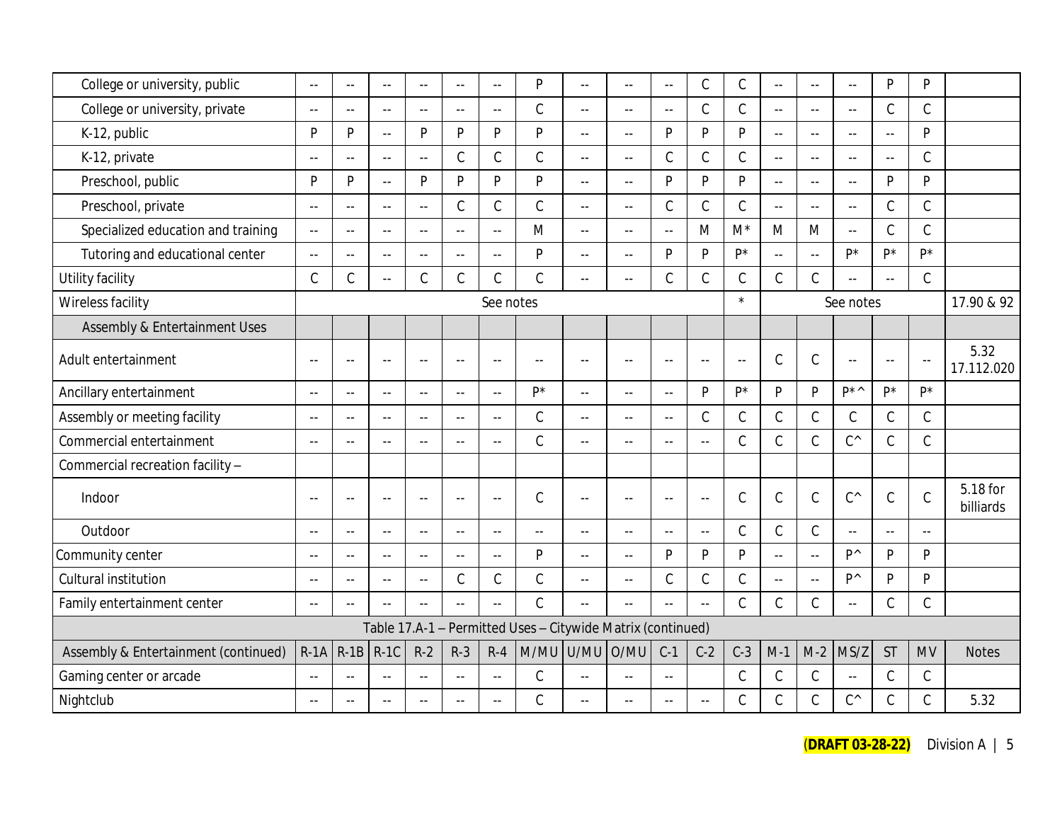| | R-1A | R-1B | R-1C | R-2 | R-3 | R-4 | M/MU | U/MU | O/MU | C-1 | C-2 | C-3 | M-1 | M-2 | MS/Z | ST | MV | Notes |
|---|---|---|---|---|---|---|---|---|---|---|---|---|---|---|---|---|---|---|
| College or university, public | -- | -- | -- | -- | -- | -- | P | -- | -- | -- | C | C | -- | -- | -- | P | P | |
| College or university, private | -- | -- | -- | -- | -- | -- | C | -- | -- | -- | C | C | -- | -- | -- | C | C | |
| K-12, public | P | P | -- | P | P | P | P | -- | -- | P | P | P | -- | -- | -- | -- | P | |
| K-12, private | -- | -- | -- | -- | C | C | C | -- | -- | C | C | C | -- | -- | -- | -- | C | |
| Preschool, public | P | P | -- | P | P | P | P | -- | -- | P | P | P | -- | -- | -- | P | P | |
| Preschool, private | -- | -- | -- | -- | C | C | C | -- | -- | C | C | C | -- | -- | -- | C | C | |
| Specialized education and training | -- | -- | -- | -- | -- | -- | M | -- | -- | -- | M | M* | M | M | -- | C | C | |
| Tutoring and educational center | -- | -- | -- | -- | -- | -- | P | -- | -- | P | P | P* | -- | -- | P* | P* | P* | |
| Utility facility | C | C | -- | C | C | C | C | -- | -- | C | C | C | C | C | -- | -- | C | |
| Wireless facility | See notes | | | | | | | | | | | * | See notes | | | | | 17.90 & 92 |
| Assembly & Entertainment Uses | | | | | | | | | | | | | | | | | | |
| Adult entertainment | -- | -- | -- | -- | -- | -- | -- | -- | -- | -- | -- | -- | C | C | -- | -- | -- | 5.32 17.112.020 |
| Ancillary entertainment | -- | -- | -- | -- | -- | -- | P* | -- | -- | -- | P | P* | P | P | P*^ | P* | P* | |
| Assembly or meeting facility | -- | -- | -- | -- | -- | -- | C | -- | -- | -- | C | C | C | C | C | C | C | |
| Commercial entertainment | -- | -- | -- | -- | -- | -- | C | -- | -- | -- | -- | C | C | C | C^ | C | C | |
| Commercial recreation facility – | | | | | | | | | | | | | | | | | | |
| Indoor | -- | -- | -- | -- | -- | -- | C | -- | -- | -- | -- | C | C | C | C^ | C | C | 5.18 for billiards |
| Outdoor | -- | -- | -- | -- | -- | -- | -- | -- | -- | -- | -- | C | C | C | -- | -- | -- | |
| Community center | -- | -- | -- | -- | -- | -- | P | -- | -- | P | P | P | -- | -- | P^ | P | P | |
| Cultural institution | -- | -- | -- | -- | C | C | C | -- | -- | C | C | C | -- | -- | P^ | P | P | |
| Family entertainment center | -- | -- | -- | -- | -- | -- | C | -- | -- | -- | -- | C | C | C | -- | C | C | |

Table 17.A-1 – Permitted Uses – Citywide Matrix (continued)

| Assembly & Entertainment (continued) | R-1A | R-1B | R-1C | R-2 | R-3 | R-4 | M/MU | U/MU | O/MU | C-1 | C-2 | C-3 | M-1 | M-2 | MS/Z | ST | MV | Notes |
|---|---|---|---|---|---|---|---|---|---|---|---|---|---|---|---|---|---|---|
| Gaming center or arcade | -- | -- | -- | -- | -- | -- | C | -- | -- | -- | | C | C | C | -- | C | C | |
| Nightclub | -- | -- | -- | -- | -- | -- | C | -- | -- | -- | -- | C | C | C | C^ | C | C | 5.32 |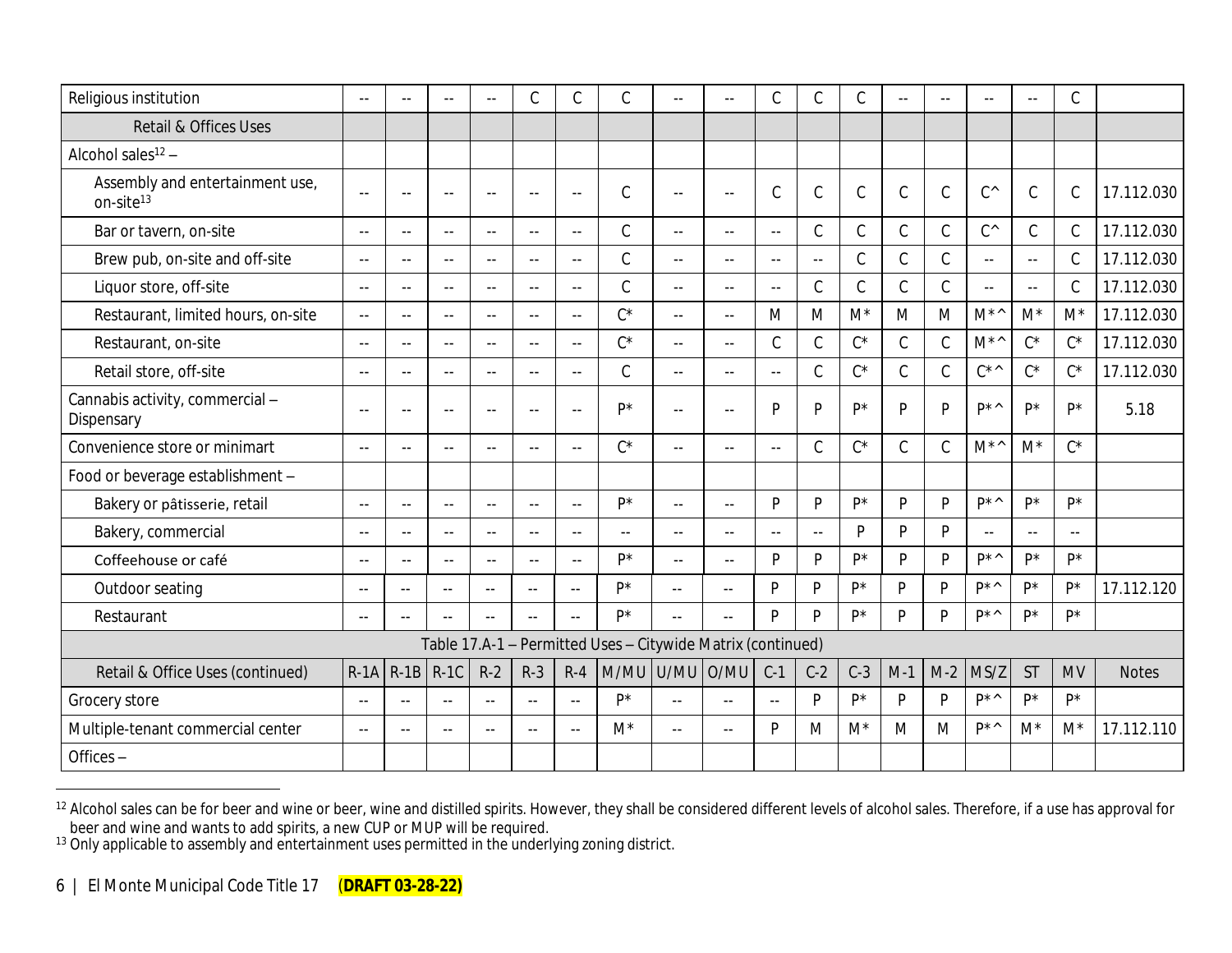| Religious institution | -- | -- | -- | -- | C | C | C | -- | -- | C | C | C | -- | -- | -- | -- | C | |
|---|---|---|---|---|---|---|---|---|---|---|---|---|---|---|---|---|---|---|
| Retail & Offices Uses | | | | | | | | | | | | | | | | | | |
| Alcohol sales[12] – | | | | | | | | | | | | | | | | | | |
| Assembly and entertainment use, on-site[13] | -- | -- | -- | -- | -- | -- | C | -- | -- | C | C | C | C | C | C^ | C | C | 17.112.030 |
| Bar or tavern, on-site | -- | -- | -- | -- | -- | -- | C | -- | -- | -- | C | C | C | C | C^ | C | C | 17.112.030 |
| Brew pub, on-site and off-site | -- | -- | -- | -- | -- | -- | C | -- | -- | -- | -- | C | C | C | -- | -- | C | 17.112.030 |
| Liquor store, off-site | -- | -- | -- | -- | -- | -- | C | -- | -- | -- | C | C | C | C | -- | -- | C | 17.112.030 |
| Restaurant, limited hours, on-site | -- | -- | -- | -- | -- | -- | C* | -- | -- | M | M | M* | M | M | M*^ | M* | M* | 17.112.030 |
| Restaurant, on-site | -- | -- | -- | -- | -- | -- | C* | -- | -- | C | C | C* | C | C | M*^ | C* | C* | 17.112.030 |
| Retail store, off-site | -- | -- | -- | -- | -- | -- | C | -- | -- | -- | C | C* | C | C | C*^ | C* | C* | 17.112.030 |
| Cannabis activity, commercial – Dispensary | -- | -- | -- | -- | -- | -- | P* | -- | -- | P | P | P* | P | P | P*^ | P* | P* | 5.18 |
| Convenience store or minimart | -- | -- | -- | -- | -- | -- | C* | -- | -- | -- | C | C* | C | C | M*^ | M* | C* | |
| Food or beverage establishment – | | | | | | | | | | | | | | | | | | |
| Bakery or pâtisserie, retail | -- | -- | -- | -- | -- | -- | P* | -- | -- | P | P | P* | P | P | P*^ | P* | P* | |
| Bakery, commercial | -- | -- | -- | -- | -- | -- | -- | -- | -- | -- | -- | P | P | P | -- | -- | -- | |
| Coffeehouse or café | -- | -- | -- | -- | -- | -- | P* | -- | -- | P | P | P* | P | P | P*^ | P* | P* | |
| Outdoor seating | -- | -- | -- | -- | -- | -- | P* | -- | -- | P | P | P* | P | P | P*^ | P* | P* | 17.112.120 |
| Restaurant | -- | -- | -- | -- | -- | -- | P* | -- | -- | P | P | P* | P | P | P*^ | P* | P* | |
| Table 17.A-1 – Permitted Uses – Citywide Matrix (continued) | | | | | | | | | | | | | | | | | | |
| Retail & Office Uses (continued) | R-1A | R-1B | R-1C | R-2 | R-3 | R-4 | M/MU | U/MU | O/MU | C-1 | C-2 | C-3 | M-1 | M-2 | MS/Z | ST | MV | Notes |
| Grocery store | -- | -- | -- | -- | -- | -- | P* | -- | -- | -- | P | P* | P | P | P*^ | P* | P* | |
| Multiple-tenant commercial center | -- | -- | -- | -- | -- | -- | M* | -- | -- | P | M | M* | M | M | P*^ | M* | M* | 17.112.110 |
| Offices – | | | | | | | | | | | | | | | | | | |

[12] Alcohol sales can be for beer and wine or beer, wine and distilled spirits. However, they shall be considered different levels of alcohol sales. Therefore, if a use has approval for beer and wine and wants to add spirits, a new CUP or MUP will be required.

[13] Only applicable to assembly and entertainment uses permitted in the underlying zoning district.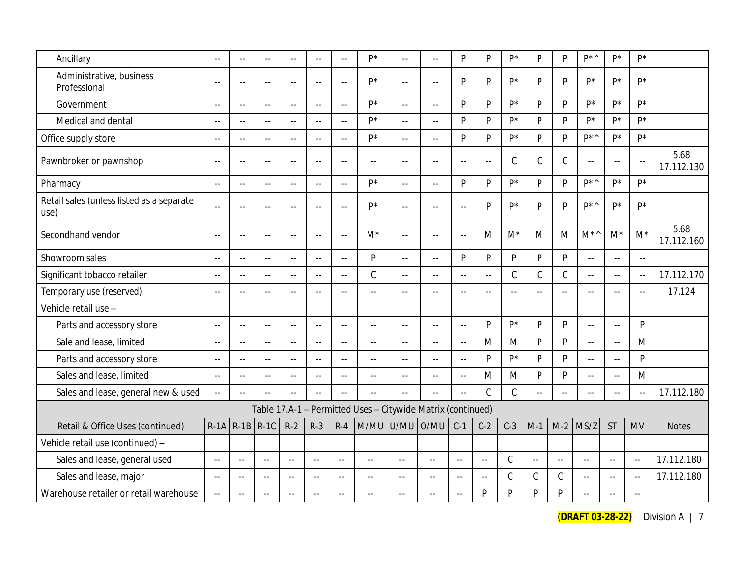| | R-1A | R-1B | R-1C | R-2 | R-3 | R-4 | M/MU | U/MU | O/MU | C-1 | C-2 | C-3 | M-1 | M-2 | MS/Z | ST | MV | Notes |
|---|---|---|---|---|---|---|---|---|---|---|---|---|---|---|---|---|---|---|
| Ancillary | -- | -- | -- | -- | -- | -- | P* | -- | -- | P | P | P* | P | P | P*^ | P* | P* | |
| Administrative, business Professional | -- | -- | -- | -- | -- | -- | P* | -- | -- | P | P | P* | P | P | P* | P* | P* | |
| Government | -- | -- | -- | -- | -- | -- | P* | -- | -- | P | P | P* | P | P | P* | P* | P* | |
| Medical and dental | -- | -- | -- | -- | -- | -- | P* | -- | -- | P | P | P* | P | P | P* | P* | P* | |
| Office supply store | -- | -- | -- | -- | -- | -- | P* | -- | -- | P | P | P* | P | P | P*^ | P* | P* | |
| Pawnbroker or pawnshop | -- | -- | -- | -- | -- | -- | -- | -- | -- | -- | -- | C | C | C | -- | -- | -- | 5.68 17.112.130 |
| Pharmacy | -- | -- | -- | -- | -- | -- | P* | -- | -- | P | P | P* | P | P | P*^ | P* | P* | |
| Retail sales (unless listed as a separate use) | -- | -- | -- | -- | -- | -- | P* | -- | -- | -- | P | P* | P | P | P*^ | P* | P* | |
| Secondhand vendor | -- | -- | -- | -- | -- | -- | M* | -- | -- | -- | M | M* | M | M | M*^ | M* | M* | 5.68 17.112.160 |
| Showroom sales | -- | -- | -- | -- | -- | -- | P | -- | -- | P | P | P | P | P | -- | -- | -- | |
| Significant tobacco retailer | -- | -- | -- | -- | -- | -- | C | -- | -- | -- | -- | C | C | C | -- | -- | -- | 17.112.170 |
| Temporary use (reserved) | -- | -- | -- | -- | -- | -- | -- | -- | -- | -- | -- | -- | -- | -- | -- | -- | -- | 17.124 |
| Vehicle retail use – | | | | | | | | | | | | | | | | | | |
| Parts and accessory store | -- | -- | -- | -- | -- | -- | -- | -- | -- | -- | P | P* | P | P | -- | -- | P | |
| Sale and lease, limited | -- | -- | -- | -- | -- | -- | -- | -- | -- | -- | M | M | P | P | -- | -- | M | |
| Parts and accessory store | -- | -- | -- | -- | -- | -- | -- | -- | -- | -- | P | P* | P | P | -- | -- | P | |
| Sales and lease, limited | -- | -- | -- | -- | -- | -- | -- | -- | -- | -- | M | M | P | P | -- | -- | M | |
| Sales and lease, general new & used | -- | -- | -- | -- | -- | -- | -- | -- | -- | -- | C | C | -- | -- | -- | -- | -- | 17.112.180 |

Table 17.A-1 – Permitted Uses – Citywide Matrix (continued)

| Retail & Office Uses (continued) | R-1A | R-1B | R-1C | R-2 | R-3 | R-4 | M/MU | U/MU | O/MU | C-1 | C-2 | C-3 | M-1 | M-2 | MS/Z | ST | MV | Notes |
|---|---|---|---|---|---|---|---|---|---|---|---|---|---|---|---|---|---|---|
| Vehicle retail use (continued) – | | | | | | | | | | | | | | | | | | |
| Sales and lease, general used | -- | -- | -- | -- | -- | -- | -- | -- | -- | -- | -- | C | -- | -- | -- | -- | -- | 17.112.180 |
| Sales and lease, major | -- | -- | -- | -- | -- | -- | -- | -- | -- | -- | -- | C | C | C | -- | -- | -- | 17.112.180 |
| Warehouse retailer or retail warehouse | -- | -- | -- | -- | -- | -- | -- | -- | -- | -- | P | P | P | P | -- | -- | -- | |

**(DRAFT 03-28-22)** Division A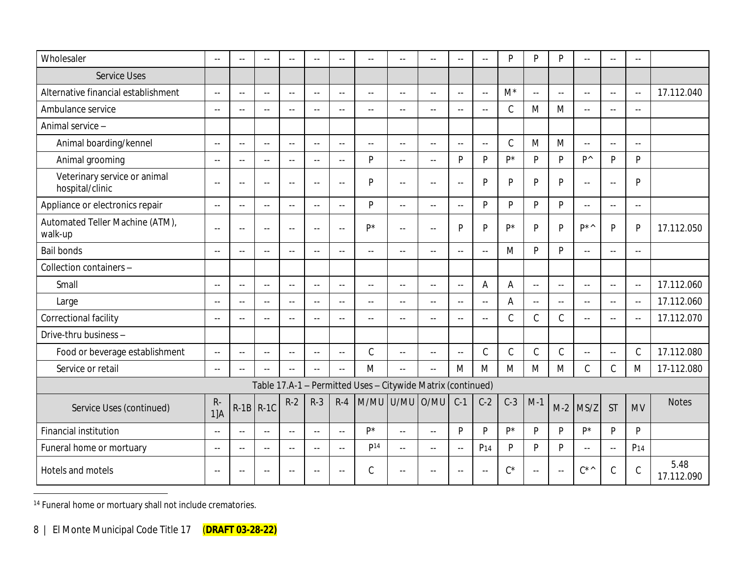| Wholesaler | -- | -- | -- | -- | -- | -- | -- | -- | -- | -- | -- | P | P | P | -- | -- | -- | |
|---|---|---|---|---|---|---|---|---|---|---|---|---|---|---|---|---|---|---|
| Service Uses | | | | | | | | | | | | | | | | | | |
| Alternative financial establishment | -- | -- | -- | -- | -- | -- | -- | -- | -- | -- | -- | M* | -- | -- | -- | -- | -- | 17.112.040 |
| Ambulance service | -- | -- | -- | -- | -- | -- | -- | -- | -- | -- | -- | C | M | M | -- | -- | -- | |
| Animal service – | | | | | | | | | | | | | | | | | | |
| Animal boarding/kennel | -- | -- | -- | -- | -- | -- | -- | -- | -- | -- | -- | C | M | M | -- | -- | -- | |
| Animal grooming | -- | -- | -- | -- | -- | -- | P | -- | -- | P | P | P* | P | P | P^ | P | P | |
| Veterinary service or animal hospital/clinic | -- | -- | -- | -- | -- | -- | P | -- | -- | -- | P | P | P | P | -- | -- | P | |
| Appliance or electronics repair | -- | -- | -- | -- | -- | -- | P | -- | -- | -- | P | P | P | P | -- | -- | -- | |
| Automated Teller Machine (ATM), walk-up | -- | -- | -- | -- | -- | -- | P* | -- | -- | P | P | P* | P | P | P*^ | P | P | 17.112.050 |
| Bail bonds | -- | -- | -- | -- | -- | -- | -- | -- | -- | -- | -- | M | P | P | -- | -- | -- | |
| Collection containers – | | | | | | | | | | | | | | | | | | |
| Small | -- | -- | -- | -- | -- | -- | -- | -- | -- | -- | A | A | -- | -- | -- | -- | -- | 17.112.060 |
| Large | -- | -- | -- | -- | -- | -- | -- | -- | -- | -- | -- | A | -- | -- | -- | -- | -- | 17.112.060 |
| Correctional facility | -- | -- | -- | -- | -- | -- | -- | -- | -- | -- | -- | C | C | C | -- | -- | -- | 17.112.070 |
| Drive-thru business – | | | | | | | | | | | | | | | | | | |
| Food or beverage establishment | -- | -- | -- | -- | -- | -- | C | -- | -- | -- | C | C | C | C | -- | -- | C | 17.112.080 |
| Service or retail | -- | -- | -- | -- | -- | -- | M | -- | -- | M | M | M | M | M | C | C | M | 17-112.080 |
| Table 17.A-1 – Permitted Uses – Citywide Matrix (continued) | | | | | | | | | | | | | | | | | | |
| Service Uses (continued) | R-1]A | R-1B | R-1C | R-2 | R-3 | R-4 | M/MU | U/MU | O/MU | C-1 | C-2 | C-3 | M-1 | M-2 | MS/Z | ST | MV | Notes |
| Financial institution | -- | -- | -- | -- | -- | -- | P* | -- | -- | P | P | P* | P | P | P* | P | P | |
| Funeral home or mortuary | -- | -- | -- | -- | -- | -- | P[14] | -- | -- | -- | P[14] | P | P | P | -- | -- | P[14] | |
| Hotels and motels | -- | -- | -- | -- | -- | -- | C | -- | -- | -- | -- | C* | -- | -- | C*^ | C | C | 5.48 17.112.090 |

[14] Funeral home or mortuary shall not include crematories.

(**DRAFT 03-28-22)**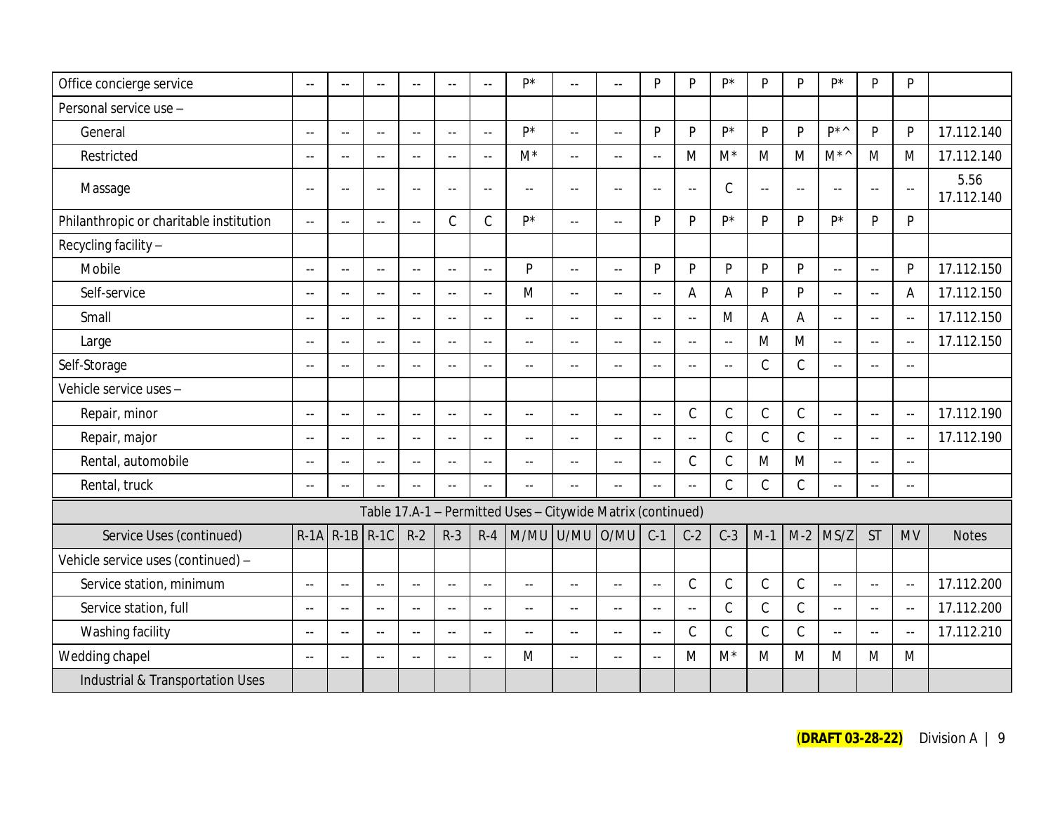| Service Uses (continued) | R-1A | R-1B | R-1C | R-2 | R-3 | R-4 | M/MU | U/MU | O/MU | C-1 | C-2 | C-3 | M-1 | M-2 | MS/Z | ST | MV | Notes |
|---|---|---|---|---|---|---|---|---|---|---|---|---|---|---|---|---|---|---|
| Office concierge service | -- | -- | -- | -- | -- | -- | P* | -- | -- | P | P | P* | P | P | P* | P | P | |
| Personal service use – | | | | | | | | | | | | | | | | | | |
| General | -- | -- | -- | -- | -- | -- | P* | -- | -- | P | P | P* | P | P | P*^ | P | P | 17.112.140 |
| Restricted | -- | -- | -- | -- | -- | -- | M* | -- | -- | -- | M | M* | M | M | M*^ | M | M | 17.112.140 |
| Massage | -- | -- | -- | -- | -- | -- | -- | -- | -- | -- | -- | C | -- | -- | -- | -- | -- | 5.56 17.112.140 |
| Philanthropic or charitable institution | -- | -- | -- | -- | C | C | P* | -- | -- | P | P | P* | P | P | P* | P | P | |
| Recycling facility – | | | | | | | | | | | | | | | | | | |
| Mobile | -- | -- | -- | -- | -- | -- | P | -- | -- | P | P | P | P | P | -- | -- | P | 17.112.150 |
| Self-service | -- | -- | -- | -- | -- | -- | M | -- | -- | -- | A | A | P | P | -- | -- | A | 17.112.150 |
| Small | -- | -- | -- | -- | -- | -- | -- | -- | -- | -- | -- | M | A | A | -- | -- | -- | 17.112.150 |
| Large | -- | -- | -- | -- | -- | -- | -- | -- | -- | -- | -- | -- | M | M | -- | -- | -- | 17.112.150 |
| Self-Storage | -- | -- | -- | -- | -- | -- | -- | -- | -- | -- | -- | -- | C | C | -- | -- | -- | |
| Vehicle service uses – | | | | | | | | | | | | | | | | | | |
| Repair, minor | -- | -- | -- | -- | -- | -- | -- | -- | -- | -- | C | C | C | C | -- | -- | -- | 17.112.190 |
| Repair, major | -- | -- | -- | -- | -- | -- | -- | -- | -- | -- | -- | C | C | C | -- | -- | -- | 17.112.190 |
| Rental, automobile | -- | -- | -- | -- | -- | -- | -- | -- | -- | -- | C | C | M | M | -- | -- | -- | |
| Rental, truck | -- | -- | -- | -- | -- | -- | -- | -- | -- | -- | -- | C | C | C | -- | -- | -- | |

Table 17.A-1 – Permitted Uses – Citywide Matrix (continued)

| Service Uses (continued) | R-1A | R-1B | R-1C | R-2 | R-3 | R-4 | M/MU | U/MU | O/MU | C-1 | C-2 | C-3 | M-1 | M-2 | MS/Z | ST | MV | Notes |
|---|---|---|---|---|---|---|---|---|---|---|---|---|---|---|---|---|---|---|
| Vehicle service uses (continued) – | | | | | | | | | | | | | | | | | | |
| Service station, minimum | -- | -- | -- | -- | -- | -- | -- | -- | -- | -- | C | C | C | C | -- | -- | -- | 17.112.200 |
| Service station, full | -- | -- | -- | -- | -- | -- | -- | -- | -- | -- | -- | C | C | C | -- | -- | -- | 17.112.200 |
| Washing facility | -- | -- | -- | -- | -- | -- | -- | -- | -- | -- | C | C | C | C | -- | -- | -- | 17.112.210 |
| Wedding chapel | -- | -- | -- | -- | -- | -- | M | -- | -- | -- | M | M* | M | M | M | M | M | |
| Industrial & Transportation Uses | | | | | | | | | | | | | | | | | | |

**(DRAFT 03-28-22)** Division A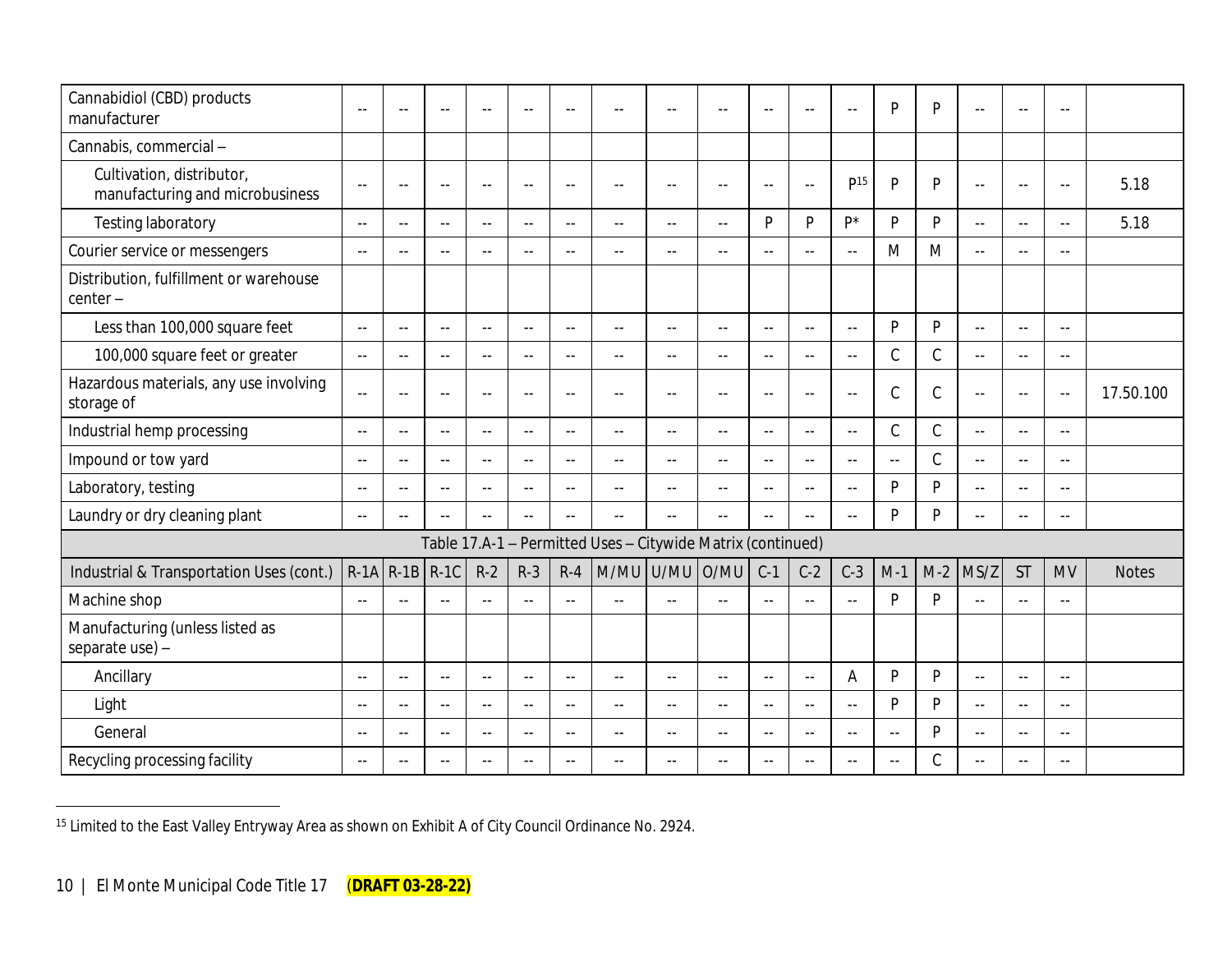| | | | | | | | | | | | | | | | | | | |
|---|---|---|---|---|---|---|---|---|---|---|---|---|---|---|---|---|---|---|
| Cannabidiol (CBD) products manufacturer | -- | -- | -- | -- | -- | -- | -- | -- | -- | -- | -- | -- | P | P | -- | -- | -- | |
| Cannabis, commercial – | | | | | | | | | | | | | | | | | | |
| Cultivation, distributor, manufacturing and microbusiness | -- | -- | -- | -- | -- | -- | -- | -- | -- | -- | -- | P[15] | P | P | -- | -- | -- | 5.18 |
| Testing laboratory | -- | -- | -- | -- | -- | -- | -- | -- | -- | P | P | P* | P | P | -- | -- | -- | 5.18 |
| Courier service or messengers | -- | -- | -- | -- | -- | -- | -- | -- | -- | -- | -- | -- | M | M | -- | -- | -- | |
| Distribution, fulfillment or warehouse center – | | | | | | | | | | | | | | | | | | |
| Less than 100,000 square feet | -- | -- | -- | -- | -- | -- | -- | -- | -- | -- | -- | -- | P | P | -- | -- | -- | |
| 100,000 square feet or greater | -- | -- | -- | -- | -- | -- | -- | -- | -- | -- | -- | -- | C | C | -- | -- | -- | |
| Hazardous materials, any use involving storage of | -- | -- | -- | -- | -- | -- | -- | -- | -- | -- | -- | -- | C | C | -- | -- | -- | 17.50.100 |
| Industrial hemp processing | -- | -- | -- | -- | -- | -- | -- | -- | -- | -- | -- | -- | C | C | -- | -- | -- | |
| Impound or tow yard | -- | -- | -- | -- | -- | -- | -- | -- | -- | -- | -- | -- | -- | C | -- | -- | -- | |
| Laboratory, testing | -- | -- | -- | -- | -- | -- | -- | -- | -- | -- | -- | -- | P | P | -- | -- | -- | |
| Laundry or dry cleaning plant | -- | -- | -- | -- | -- | -- | -- | -- | -- | -- | -- | -- | P | P | -- | -- | -- | |
| Table 17.A-1 – Permitted Uses – Citywide Matrix (continued) | | | | | | | | | | | | | | | | | | |
| Industrial & Transportation Uses (cont.) | R-1A | R-1B | R-1C | R-2 | R-3 | R-4 | M/MU | U/MU | O/MU | C-1 | C-2 | C-3 | M-1 | M-2 | MS/Z | ST | MV | Notes |
| Machine shop | -- | -- | -- | -- | -- | -- | -- | -- | -- | -- | -- | -- | P | P | -- | -- | -- | |
| Manufacturing (unless listed as separate use) – | | | | | | | | | | | | | | | | | | |
| Ancillary | -- | -- | -- | -- | -- | -- | -- | -- | -- | -- | -- | A | P | P | -- | -- | -- | |
| Light | -- | -- | -- | -- | -- | -- | -- | -- | -- | -- | -- | -- | P | P | -- | -- | -- | |
| General | -- | -- | -- | -- | -- | -- | -- | -- | -- | -- | -- | -- | -- | P | -- | -- | -- | |
| Recycling processing facility | -- | -- | -- | -- | -- | -- | -- | -- | -- | -- | -- | -- | -- | C | -- | -- | -- | |

[15] Limited to the East Valley Entryway Area as shown on Exhibit A of City Council Ordinance No. 2924.

(**DRAFT 03-28-22**)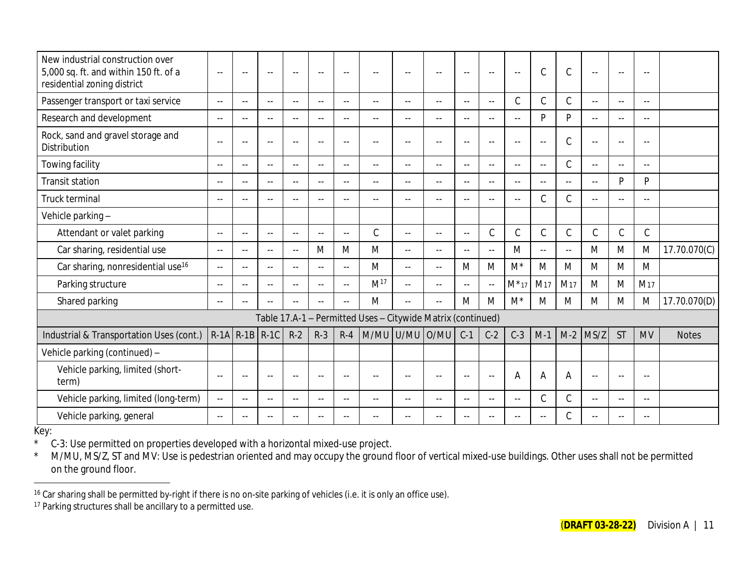| Industrial & Transportation Uses (cont.) | R-1A | R-1B | R-1C | R-2 | R-3 | R-4 | M/MU | U/MU | O/MU | C-1 | C-2 | C-3 | M-1 | M-2 | MS/Z | ST | MV | Notes |
|---|---|---|---|---|---|---|---|---|---|---|---|---|---|---|---|---|---|---|
| New industrial construction over 5,000 sq. ft. and within 150 ft. of a residential zoning district | -- | -- | -- | -- | -- | -- | -- | -- | -- | -- | -- | -- | C | C | -- | -- | -- | |
| Passenger transport or taxi service | -- | -- | -- | -- | -- | -- | -- | -- | -- | -- | -- | C | C | C | -- | -- | -- | |
| Research and development | -- | -- | -- | -- | -- | -- | -- | -- | -- | -- | -- | -- | P | P | -- | -- | -- | |
| Rock, sand and gravel storage and Distribution | -- | -- | -- | -- | -- | -- | -- | -- | -- | -- | -- | -- | -- | C | -- | -- | -- | |
| Towing facility | -- | -- | -- | -- | -- | -- | -- | -- | -- | -- | -- | -- | -- | C | -- | -- | -- | |
| Transit station | -- | -- | -- | -- | -- | -- | -- | -- | -- | -- | -- | -- | -- | -- | -- | P | P | |
| Truck terminal | -- | -- | -- | -- | -- | -- | -- | -- | -- | -- | -- | -- | C | C | -- | -- | -- | |
| Vehicle parking – | | | | | | | | | | | | | | | | | | |
| Attendant or valet parking | -- | -- | -- | -- | -- | -- | C | -- | -- | -- | C | C | C | C | C | C | C | |
| Car sharing, residential use | -- | -- | -- | -- | M | M | M | -- | -- | -- | -- | M | -- | -- | M | M | M | 17.70.070(C) |
| Car sharing, nonresidential use[16] | -- | -- | -- | -- | -- | -- | M | -- | -- | M | M | M* | M | M | M | M | M | |
| Parking structure | -- | -- | -- | -- | -- | -- | M[17] | -- | -- | -- | -- | M*[17] | M[17] | M[17] | M | M | M[17] | |
| Shared parking | -- | -- | -- | -- | -- | -- | M | -- | -- | M | M | M* | M | M | M | M | M | 17.70.070(D) |

Table 17.A-1 – Permitted Uses – Citywide Matrix (continued)

| Industrial & Transportation Uses (cont.) | R-1A | R-1B | R-1C | R-2 | R-3 | R-4 | M/MU | U/MU | O/MU | C-1 | C-2 | C-3 | M-1 | M-2 | MS/Z | ST | MV | Notes |
|---|---|---|---|---|---|---|---|---|---|---|---|---|---|---|---|---|---|---|
| Vehicle parking (continued) – | | | | | | | | | | | | | | | | | | |
| Vehicle parking, limited (short-term) | -- | -- | -- | -- | -- | -- | -- | -- | -- | -- | -- | A | A | A | -- | -- | -- | |
| Vehicle parking, limited (long-term) | -- | -- | -- | -- | -- | -- | -- | -- | -- | -- | -- | -- | C | C | -- | -- | -- | |
| Vehicle parking, general | -- | -- | -- | -- | -- | -- | -- | -- | -- | -- | -- | -- | -- | C | -- | -- | -- | |

Key:

\* C-3: Use permitted on properties developed with a horizontal mixed-use project.

\* M/MU, MS/Z, ST and MV: Use is pedestrian oriented and may occupy the ground floor of vertical mixed-use buildings. Other uses shall not be permitted on the ground floor.

---

[16] Car sharing shall be permitted by-right if there is no on-site parking of vehicles (i.e. it is only an office use).

[17] Parking structures shall be ancillary to a permitted use.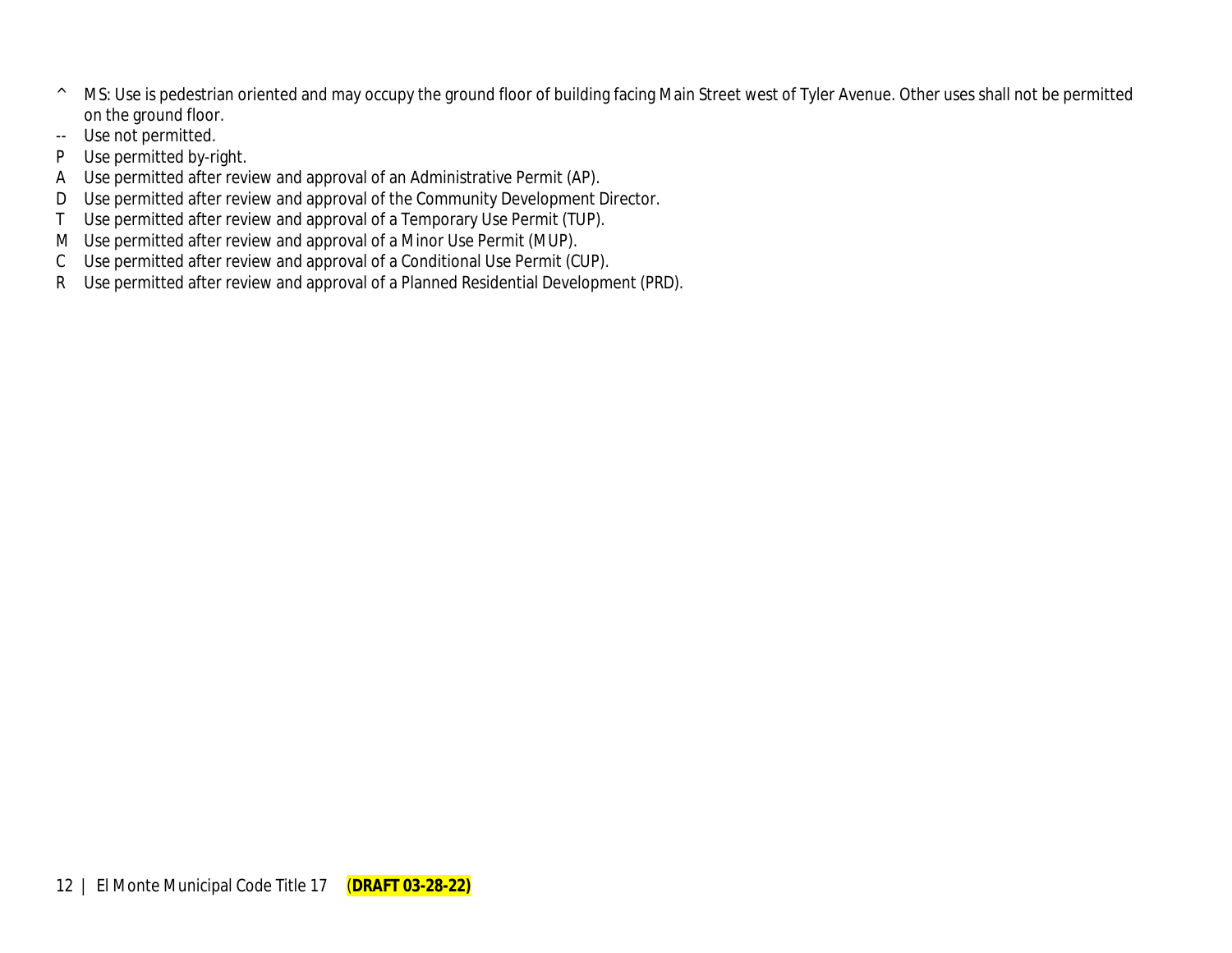^ MS: Use is pedestrian oriented and may occupy the ground floor of building facing Main Street west of Tyler Avenue. Other uses shall not be permitted on the ground floor.
-- Use not permitted.
P Use permitted by-right.
A Use permitted after review and approval of an Administrative Permit (AP).
D Use permitted after review and approval of the Community Development Director.
T Use permitted after review and approval of a Temporary Use Permit (TUP).
M Use permitted after review and approval of a Minor Use Permit (MUP).
C Use permitted after review and approval of a Conditional Use Permit (CUP).
R Use permitted after review and approval of a Planned Residential Development (PRD).